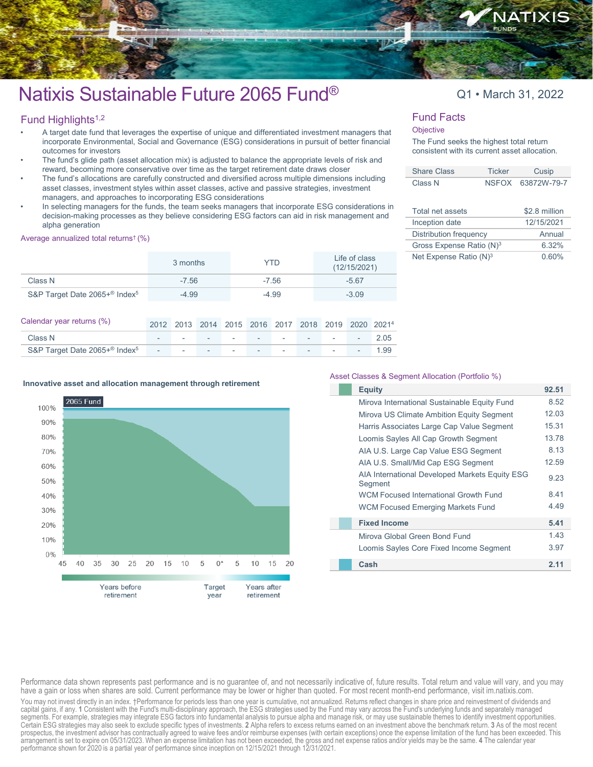# Natixis Sustainable Future 2065 Fund®

Q1 • March 31, 2022

## Fund Highlights[1,2]

- A target date fund that leverages the expertise of unique and differentiated investment managers that incorporate Environmental, Social and Governance (ESG) considerations in pursuit of better financial outcomes for investors
- The fund's glide path (asset allocation mix) is adjusted to balance the appropriate levels of risk and reward, becoming more conservative over time as the target retirement date draws closer
- The fund's allocations are carefully constructed and diversified across multiple dimensions including asset classes, investment styles within asset classes, active and passive strategies, investment managers, and approaches to incorporating ESG considerations
- In selecting managers for the funds, the team seeks managers that incorporate ESG considerations in decision-making processes as they believe considering ESG factors can aid in risk management and alpha generation

### Average annualized total returns† (%)

| | 3 months | YTD | Life of class (12/15/2021) |
|---|---|---|---|
| Class N | -7.56 | -7.56 | -5.67 |
| S&P Target Date 2065+® Index[5] | -4.99 | -4.99 | -3.09 |

### Calendar year returns (%)

| | 2012 | 2013 | 2014 | 2015 | 2016 | 2017 | 2018 | 2019 | 2020 | 2021[4] |
|---|---|---|---|---|---|---|---|---|---|---|
| Class N | - | - | - | - | - | - | - | - | - | 2.05 |
| S&P Target Date 2065+® Index[5] | - | - | - | - | - | - | - | - | - | 1.99 |

## Fund Facts

### Objective

The Fund seeks the highest total return consistent with its current asset allocation.

| Share Class | Ticker | Cusip |
|---|---|---|
| Class N | NSFOX | 63872W-79-7 |

| | |
|---|---|
| Total net assets | $2.8 million |
| Inception date | 12/15/2021 |
| Distribution frequency | Annual |
| Gross Expense Ratio (N)[3] | 6.32% |
| Net Expense Ratio (N)[3] | 0.60% |

### Innovative asset and allocation management through retirement

2065 Fund

Years before retirement — Target year — Years after retirement

### Asset Classes & Segment Allocation (Portfolio %)

| | |
|---|---|
| **Equity** | **92.51** |
| Mirova International Sustainable Equity Fund | 8.52 |
| Mirova US Climate Ambition Equity Segment | 12.03 |
| Harris Associates Large Cap Value Segment | 15.31 |
| Loomis Sayles All Cap Growth Segment | 13.78 |
| AIA U.S. Large Cap Value ESG Segment | 8.13 |
| AIA U.S. Small/Mid Cap ESG Segment | 12.59 |
| AIA International Developed Markets Equity ESG Segment | 9.23 |
| WCM Focused International Growth Fund | 8.41 |
| WCM Focused Emerging Markets Fund | 4.49 |
| **Fixed Income** | **5.41** |
| Mirova Global Green Bond Fund | 1.43 |
| Loomis Sayles Core Fixed Income Segment | 3.97 |
| **Cash** | **2.11** |

Performance data shown represents past performance and is no guarantee of, and not necessarily indicative of, future results. Total return and value will vary, and you may have a gain or loss when shares are sold. Current performance may be lower or higher than quoted. For most recent month-end performance, visit im.natixis.com.

You may not invest directly in an index. †Performance for periods less than one year is cumulative, not annualized. Returns reflect changes in share price and reinvestment of dividends and capital gains, if any. **1** Consistent with the Fund's multi-disciplinary approach, the ESG strategies used by the Fund may vary across the Fund's underlying funds and separately managed segments. For example, strategies may integrate ESG factors into fundamental analysis to pursue alpha and manage risk, or may use sustainable themes to identify investment opportunities. Certain ESG strategies may also seek to exclude specific types of investments. **2** Alpha refers to excess returns earned on an investment above the benchmark return. **3** As of the most recent prospectus, the investment advisor has contractually agreed to waive fees and/or reimburse expenses (with certain exceptions) once the expense limitation of the fund has been exceeded. This arrangement is set to expire on 05/31/2023. When an expense limitation has not been exceeded, the gross and net expense ratios and/or yields may be the same. **4** The calendar year performance shown for 2020 is a partial year of performance since inception on 12/15/2021 through 12/31/2021.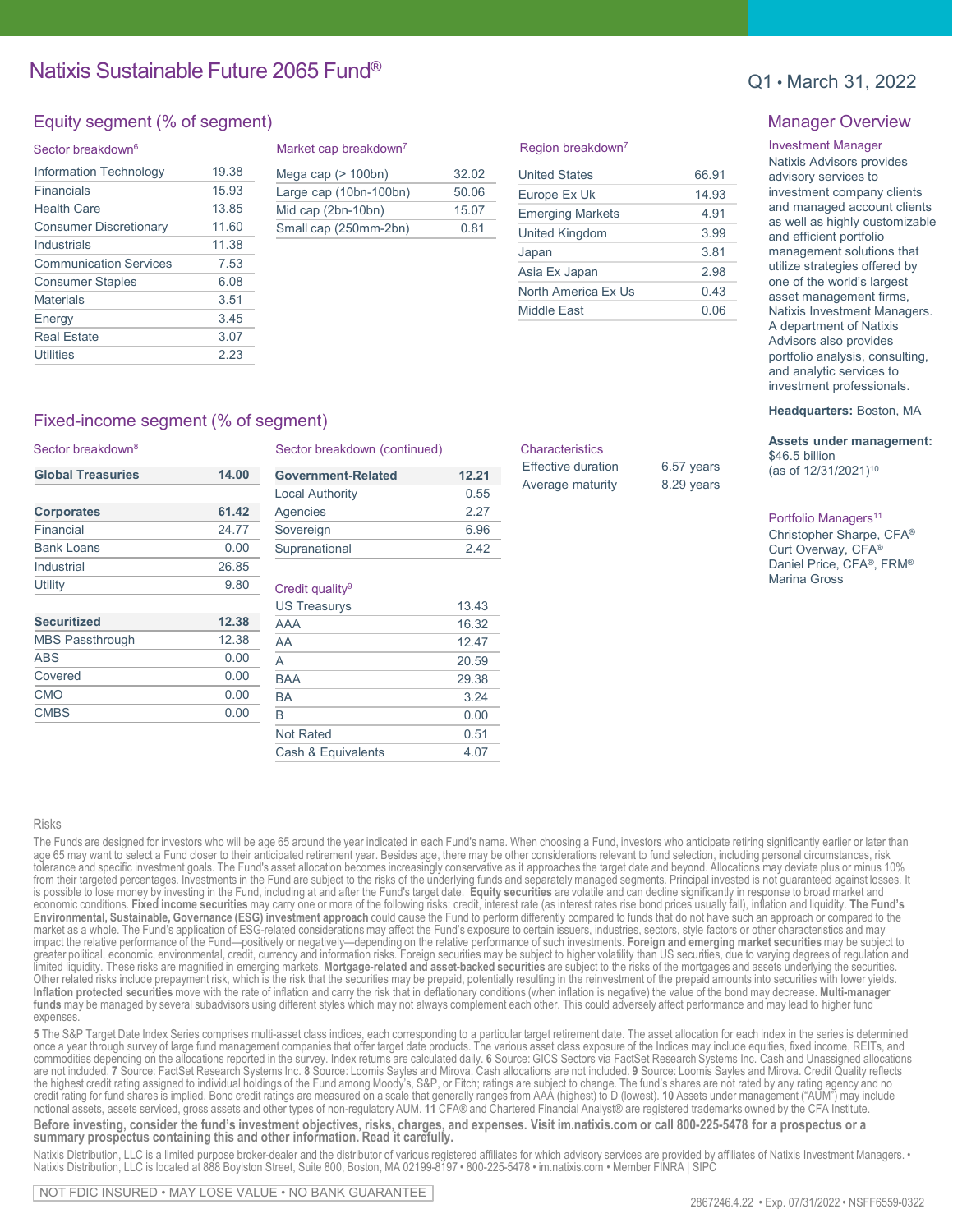# Natixis Sustainable Future 2065 Fund®

Q1 • March 31, 2022

## Equity segment (% of segment)

### Sector breakdown[6]

| | |
|---|---|
| Information Technology | 19.38 |
| Financials | 15.93 |
| Health Care | 13.85 |
| Consumer Discretionary | 11.60 |
| Industrials | 11.38 |
| Communication Services | 7.53 |
| Consumer Staples | 6.08 |
| Materials | 3.51 |
| Energy | 3.45 |
| Real Estate | 3.07 |
| Utilities | 2.23 |

### Market cap breakdown[7]

| | |
|---|---|
| Mega cap (> 100bn) | 32.02 |
| Large cap (10bn-100bn) | 50.06 |
| Mid cap (2bn-10bn) | 15.07 |
| Small cap (250mm-2bn) | 0.81 |

### Region breakdown[7]

| | |
|---|---|
| United States | 66.91 |
| Europe Ex Uk | 14.93 |
| Emerging Markets | 4.91 |
| United Kingdom | 3.99 |
| Japan | 3.81 |
| Asia Ex Japan | 2.98 |
| North America Ex Us | 0.43 |
| Middle East | 0.06 |

## Fixed-income segment (% of segment)

### Sector breakdown[8]

| | |
|---|---|
| **Global Treasuries** | **14.00** |
| **Corporates** | **61.42** |
| Financial | 24.77 |
| Bank Loans | 0.00 |
| Industrial | 26.85 |
| Utility | 9.80 |
| **Securitized** | **12.38** |
| MBS Passthrough | 12.38 |
| ABS | 0.00 |
| Covered | 0.00 |
| CMO | 0.00 |
| CMBS | 0.00 |

### Sector breakdown (continued)

| | |
|---|---|
| **Government-Related** | **12.21** |
| Local Authority | 0.55 |
| Agencies | 2.27 |
| Sovereign | 6.96 |
| Supranational | 2.42 |

### Credit quality[9]

| | |
|---|---|
| US Treasurys | 13.43 |
| AAA | 16.32 |
| AA | 12.47 |
| A | 20.59 |
| BAA | 29.38 |
| BA | 3.24 |
| B | 0.00 |
| Not Rated | 0.51 |
| Cash & Equivalents | 4.07 |

### Characteristics

| | |
|---|---|
| Effective duration | 6.57 years |
| Average maturity | 8.29 years |

## Manager Overview

### Investment Manager

Natixis Advisors provides advisory services to investment company clients and managed account clients as well as highly customizable and efficient portfolio management solutions that utilize strategies offered by one of the world's largest asset management firms, Natixis Investment Managers. A department of Natixis Advisors also provides portfolio analysis, consulting, and analytic services to investment professionals.

**Headquarters:** Boston, MA

**Assets under management:** $46.5 billion (as of 12/31/2021)[10]

### Portfolio Managers[11]

Christopher Sharpe, CFA®
Curt Overway, CFA®
Daniel Price, CFA®, FRM®
Marina Gross

## Risks

The Funds are designed for investors who will be age 65 around the year indicated in each Fund's name. When choosing a Fund, investors who anticipate retiring significantly earlier or later than age 65 may want to select a Fund closer to their anticipated retirement year. Besides age, there may be other considerations relevant to fund selection, including personal circumstances, risk tolerance and specific investment goals. The Fund's asset allocation becomes increasingly conservative as it approaches the target date and beyond. Allocations may deviate plus or minus 10% from their targeted percentages. Investments in the Fund are subject to the risks of the underlying funds and separately managed segments. Principal invested is not guaranteed against losses. It is possible to lose money by investing in the Fund, including at and after the Fund's target date. **Equity securities** are volatile and can decline significantly in response to broad market and economic conditions. **Fixed income securities** may carry one or more of the following risks: credit, interest rate (as interest rates rise bond prices usually fall), inflation and liquidity. **The Fund's Environmental, Sustainable, Governance (ESG) investment approach** could cause the Fund to perform differently compared to funds that do not have such an approach or compared to the market as a whole. The Fund's application of ESG-related considerations may affect the Fund's exposure to certain issuers, industries, sectors, style factors or other characteristics and may impact the relative performance of the Fund—positively or negatively—depending on the relative performance of such investments. **Foreign and emerging market securities** may be subject to greater political, economic, environmental, credit, currency and information risks. Foreign securities may be subject to higher volatility than US securities, due to varying degrees of regulation and limited liquidity. These risks are magnified in emerging markets. **Mortgage-related and asset-backed securities** are subject to the risks of the mortgages and assets underlying the securities. Other related risks include prepayment risk, which is the risk that the securities may be prepaid, potentially resulting in the reinvestment of the prepaid amounts into securities with lower yields. **Inflation protected securities** move with the rate of inflation and carry the risk that in deflationary conditions (when inflation is negative) the value of the bond may decrease. **Multi-manager funds** may be managed by several subadvisors using different styles which may not always complement each other. This could adversely affect performance and may lead to higher fund expenses.

**5** The S&P Target Date Index Series comprises multi-asset class indices, each corresponding to a particular target retirement date. The asset allocation for each index in the series is determined once a year through survey of large fund management companies that offer target date products. The various asset class exposure of the Indices may include equities, fixed income, REITs, and commodities depending on the allocations reported in the survey. Index returns are calculated daily. **6** Source: GICS Sectors via FactSet Research Systems Inc. Cash and Unassigned allocations are not included. **7** Source: FactSet Research Systems Inc. **8** Source: Loomis Sayles and Mirova. Cash allocations are not included. **9** Source: Loomis Sayles and Mirova. Credit Quality reflects the highest credit rating assigned to individual holdings of the Fund among Moody's, S&P, or Fitch; ratings are subject to change. The fund's shares are not rated by any rating agency and no credit rating for fund shares is implied. Bond credit ratings are measured on a scale that generally ranges from AAA (highest) to D (lowest). **10** Assets under management ("AUM") may include notional assets, assets serviced, gross assets and other types of non-regulatory AUM. **11** CFA® and Chartered Financial Analyst® are registered trademarks owned by the CFA Institute.

**Before investing, consider the fund's investment objectives, risks, charges, and expenses. Visit im.natixis.com or call 800-225-5478 for a prospectus or a summary prospectus containing this and other information. Read it carefully.**

Natixis Distribution, LLC is a limited purpose broker-dealer and the distributor of various registered affiliates for which advisory services are provided by affiliates of Natixis Investment Managers. • Natixis Distribution, LLC is located at 888 Boylston Street, Suite 800, Boston, MA 02199-8197 • 800-225-5478 • im.natixis.com • Member FINRA | SIPC

NOT FDIC INSURED • MAY LOSE VALUE • NO BANK GUARANTEE

2867246.4.22 • Exp. 07/31/2022 • NSFF6559-0322